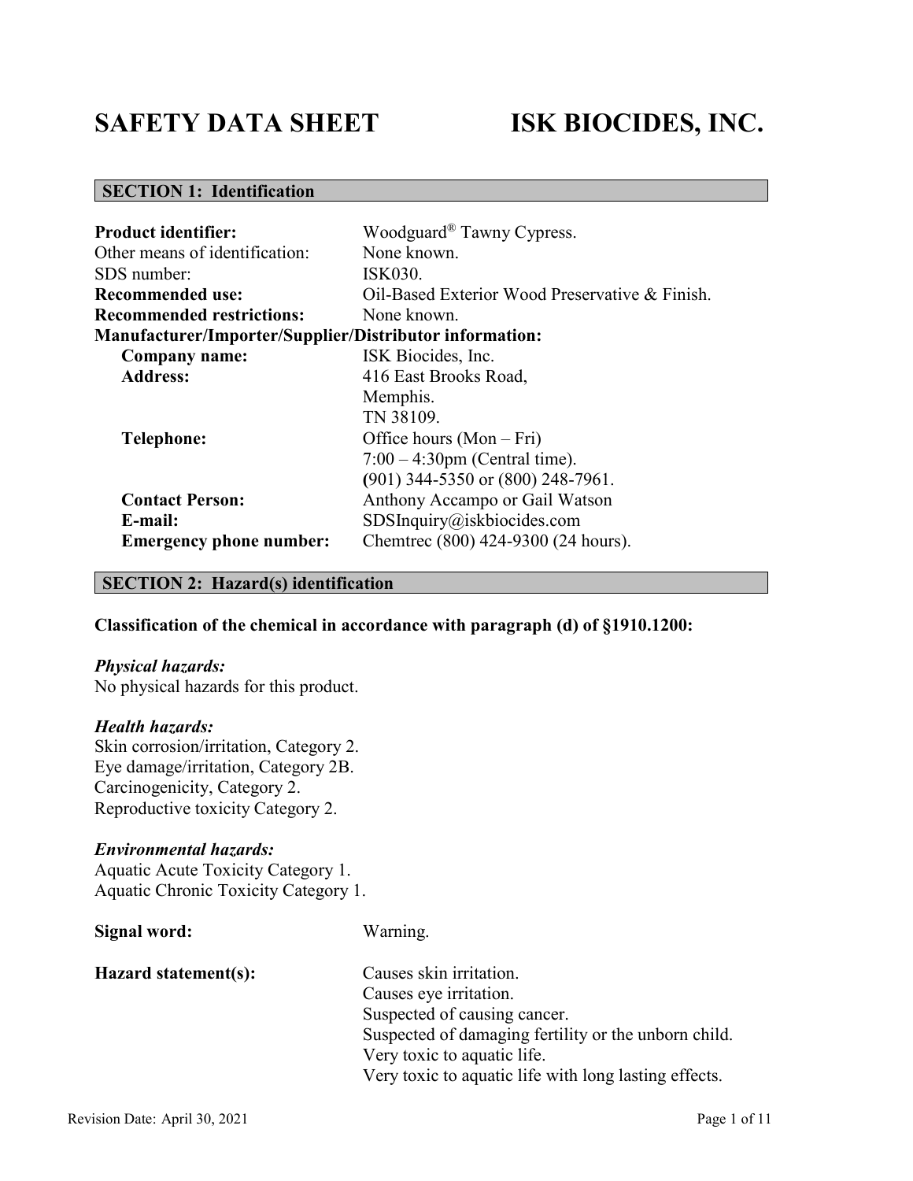# SAFETY DATA SHEET ISK BIOCIDES, INC.

## SECTION 1: Identification

| | |
|---|---|
| **Product identifier:** | Woodguard® Tawny Cypress. |
| Other means of identification: | None known. |
| SDS number: | ISK030. |
| **Recommended use:** | Oil-Based Exterior Wood Preservative & Finish. |
| **Recommended restrictions:** | None known. |

**Manufacturer/Importer/Supplier/Distributor information:**

| | |
|---|---|
| **Company name:** | ISK Biocides, Inc. |
| **Address:** | 416 East Brooks Road, Memphis. TN 38109. |
| **Telephone:** | Office hours (Mon – Fri) 7:00 – 4:30pm (Central time). (901) 344-5350 or (800) 248-7961. |
| **Contact Person:** | Anthony Accampo or Gail Watson |
| **E-mail:** | SDSInquiry@iskbiocides.com |
| **Emergency phone number:** | Chemtrec (800) 424-9300 (24 hours). |

## SECTION 2: Hazard(s) identification

**Classification of the chemical in accordance with paragraph (d) of §1910.1200:**

***Physical hazards:***
No physical hazards for this product.

***Health hazards:***
Skin corrosion/irritation, Category 2.
Eye damage/irritation, Category 2B.
Carcinogenicity, Category 2.
Reproductive toxicity Category 2.

***Environmental hazards:***
Aquatic Acute Toxicity Category 1.
Aquatic Chronic Toxicity Category 1.

**Signal word:** Warning.

**Hazard statement(s):**
Causes skin irritation.
Causes eye irritation.
Suspected of causing cancer.
Suspected of damaging fertility or the unborn child.
Very toxic to aquatic life.
Very toxic to aquatic life with long lasting effects.

Revision Date: April 30, 2021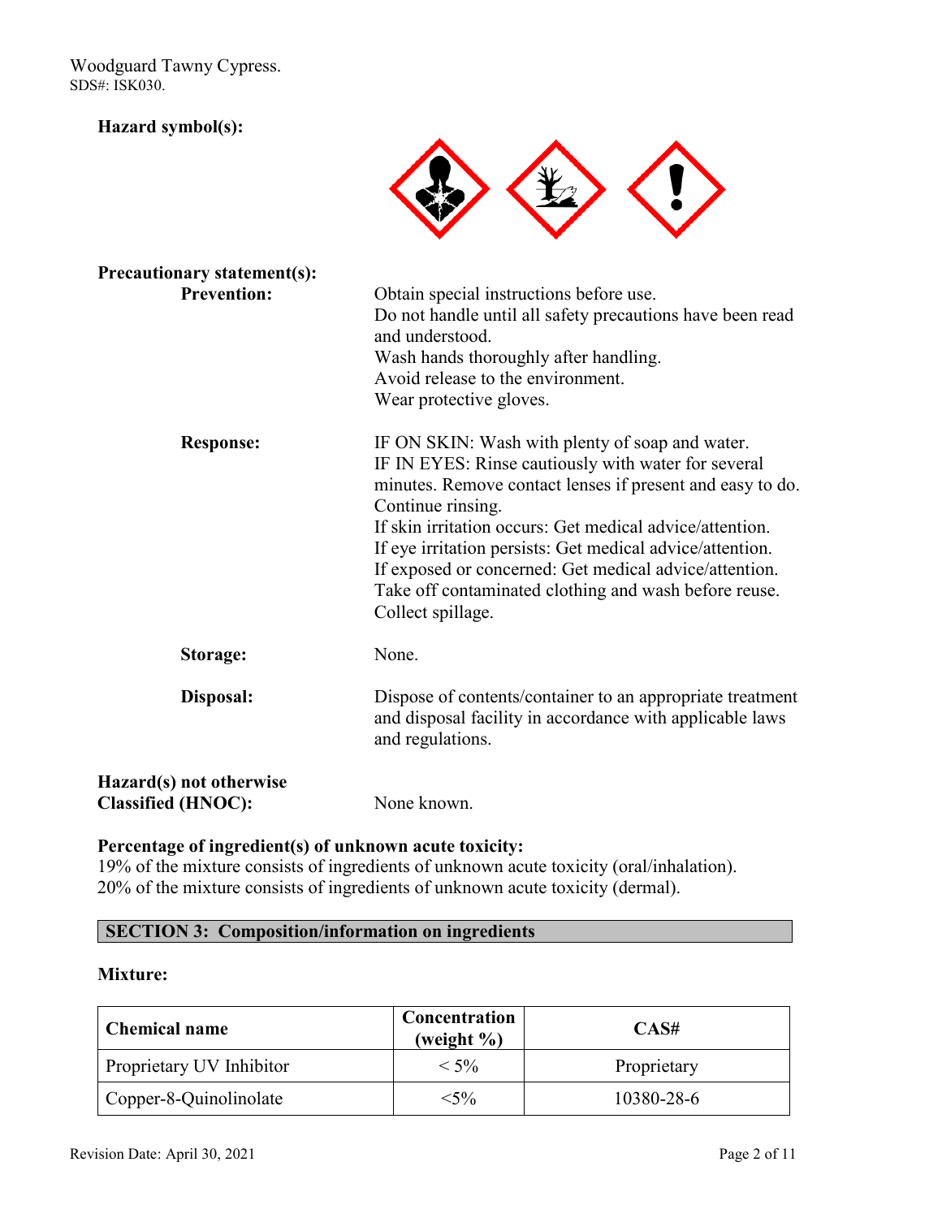**Hazard symbol(s):**

**Precautionary statement(s):**

**Prevention:**

Obtain special instructions before use.
Do not handle until all safety precautions have been read and understood.
Wash hands thoroughly after handling.
Avoid release to the environment.
Wear protective gloves.

**Response:**

IF ON SKIN: Wash with plenty of soap and water.
IF IN EYES: Rinse cautiously with water for several minutes. Remove contact lenses if present and easy to do. Continue rinsing.
If skin irritation occurs: Get medical advice/attention.
If eye irritation persists: Get medical advice/attention.
If exposed or concerned: Get medical advice/attention.
Take off contaminated clothing and wash before reuse.
Collect spillage.

**Storage:** None.

**Disposal:** Dispose of contents/container to an appropriate treatment and disposal facility in accordance with applicable laws and regulations.

**Hazard(s) not otherwise Classified (HNOC):** None known.

**Percentage of ingredient(s) of unknown acute toxicity:**
19% of the mixture consists of ingredients of unknown acute toxicity (oral/inhalation).
20% of the mixture consists of ingredients of unknown acute toxicity (dermal).

## SECTION 3: Composition/information on ingredients

**Mixture:**

| Chemical name | Concentration (weight %) | CAS# |
|---|---|---|
| Proprietary UV Inhibitor | < 5% | Proprietary |
| Copper-8-Quinolinolate | <5% | 10380-28-6 |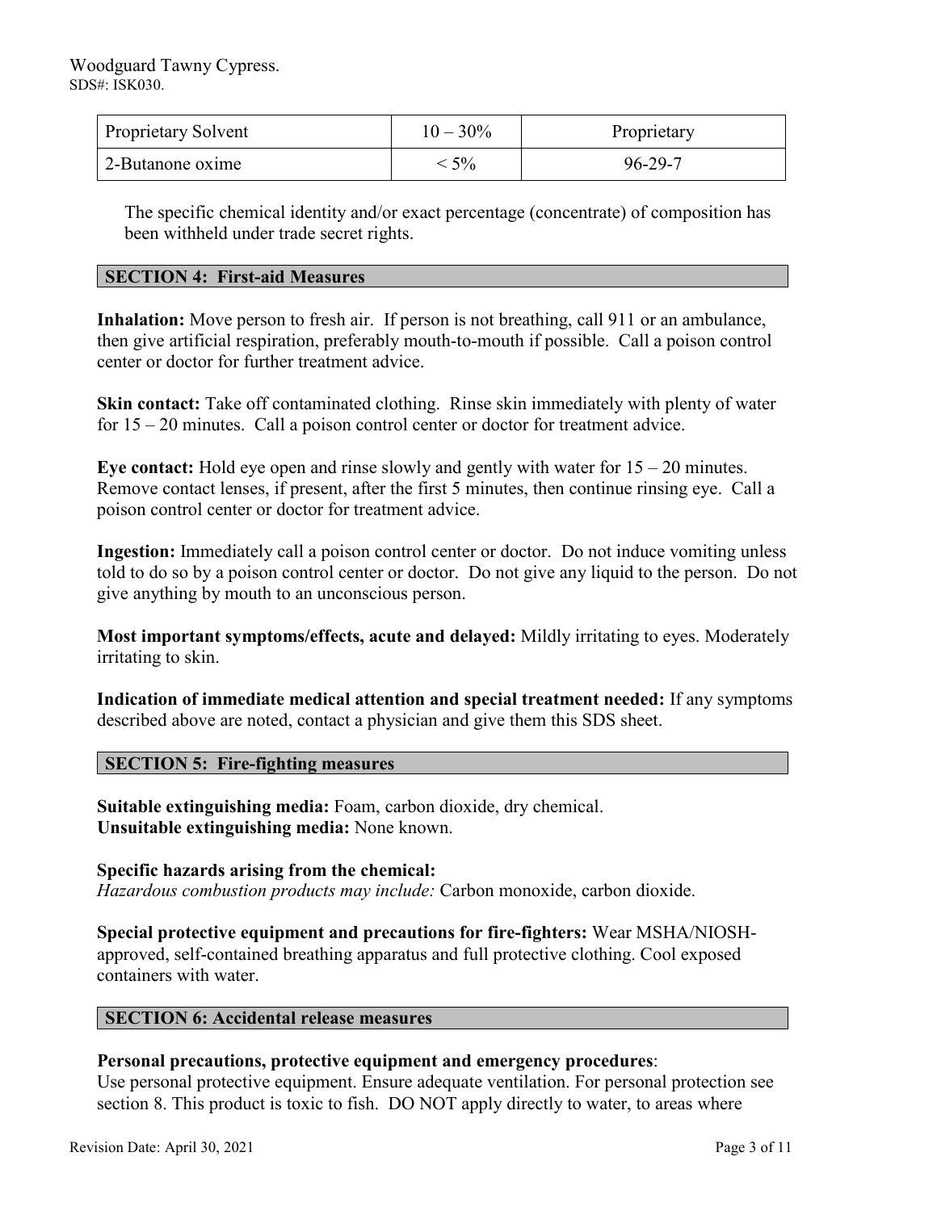| Proprietary Solvent | 10 – 30% | Proprietary |
| --- | --- | --- |
| 2-Butanone oxime | < 5% | 96-29-7 |

The specific chemical identity and/or exact percentage (concentrate) of composition has been withheld under trade secret rights.

## SECTION 4: First-aid Measures

**Inhalation:** Move person to fresh air. If person is not breathing, call 911 or an ambulance, then give artificial respiration, preferably mouth-to-mouth if possible. Call a poison control center or doctor for further treatment advice.

**Skin contact:** Take off contaminated clothing. Rinse skin immediately with plenty of water for 15 – 20 minutes. Call a poison control center or doctor for treatment advice.

**Eye contact:** Hold eye open and rinse slowly and gently with water for 15 – 20 minutes. Remove contact lenses, if present, after the first 5 minutes, then continue rinsing eye. Call a poison control center or doctor for treatment advice.

**Ingestion:** Immediately call a poison control center or doctor. Do not induce vomiting unless told to do so by a poison control center or doctor. Do not give any liquid to the person. Do not give anything by mouth to an unconscious person.

**Most important symptoms/effects, acute and delayed:** Mildly irritating to eyes. Moderately irritating to skin.

**Indication of immediate medical attention and special treatment needed:** If any symptoms described above are noted, contact a physician and give them this SDS sheet.

## SECTION 5: Fire-fighting measures

**Suitable extinguishing media:** Foam, carbon dioxide, dry chemical.
**Unsuitable extinguishing media:** None known.

**Specific hazards arising from the chemical:**
*Hazardous combustion products may include:* Carbon monoxide, carbon dioxide.

**Special protective equipment and precautions for fire-fighters:** Wear MSHA/NIOSH-approved, self-contained breathing apparatus and full protective clothing. Cool exposed containers with water.

## SECTION 6: Accidental release measures

**Personal precautions, protective equipment and emergency procedures**:
Use personal protective equipment. Ensure adequate ventilation. For personal protection see section 8. This product is toxic to fish. DO NOT apply directly to water, to areas where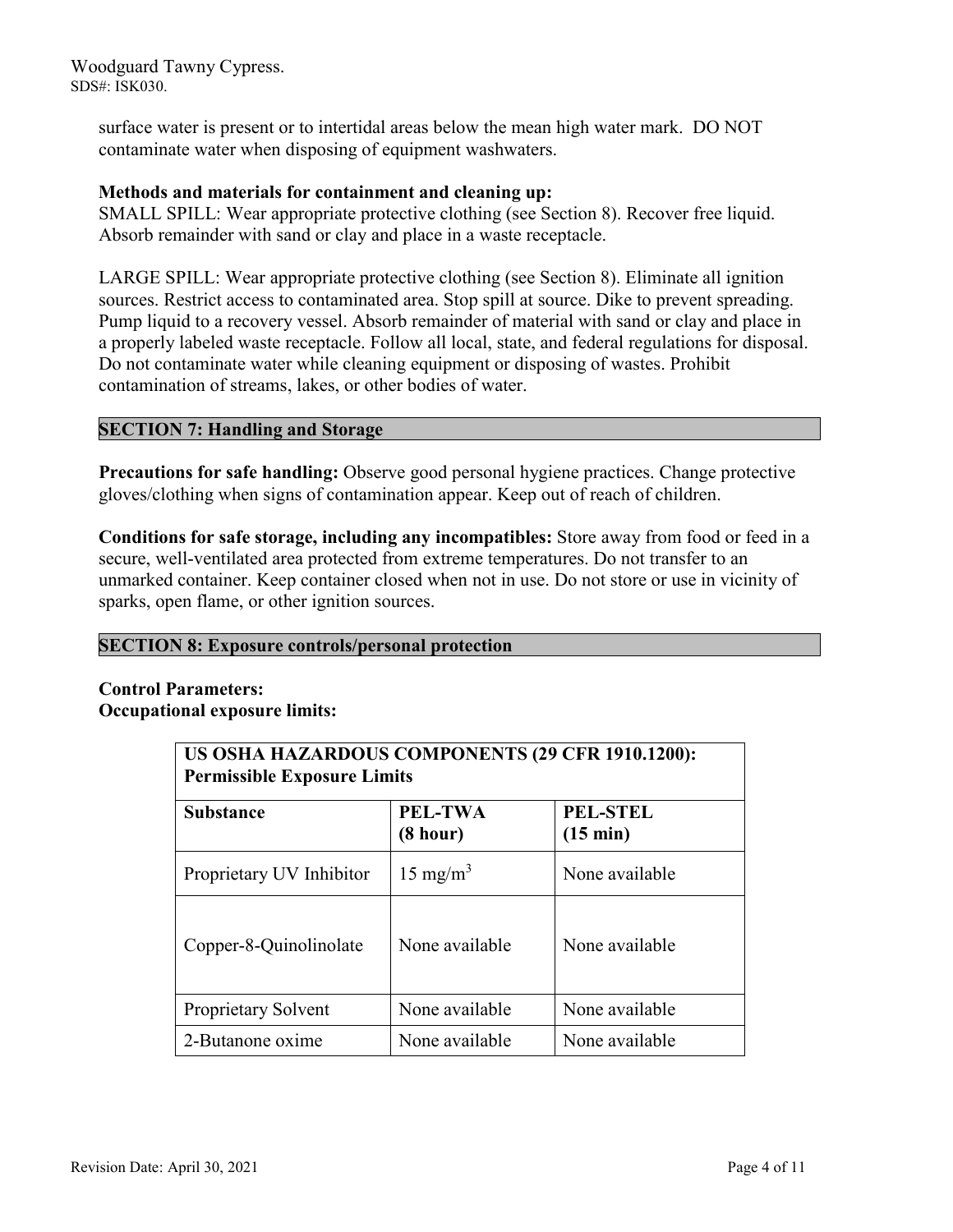surface water is present or to intertidal areas below the mean high water mark. DO NOT contaminate water when disposing of equipment washwaters.

**Methods and materials for containment and cleaning up:**
SMALL SPILL: Wear appropriate protective clothing (see Section 8). Recover free liquid. Absorb remainder with sand or clay and place in a waste receptacle.

LARGE SPILL: Wear appropriate protective clothing (see Section 8). Eliminate all ignition sources. Restrict access to contaminated area. Stop spill at source. Dike to prevent spreading. Pump liquid to a recovery vessel. Absorb remainder of material with sand or clay and place in a properly labeled waste receptacle. Follow all local, state, and federal regulations for disposal. Do not contaminate water while cleaning equipment or disposing of wastes. Prohibit contamination of streams, lakes, or other bodies of water.

## SECTION 7: Handling and Storage

**Precautions for safe handling:** Observe good personal hygiene practices. Change protective gloves/clothing when signs of contamination appear. Keep out of reach of children.

**Conditions for safe storage, including any incompatibles:** Store away from food or feed in a secure, well-ventilated area protected from extreme temperatures. Do not transfer to an unmarked container. Keep container closed when not in use. Do not store or use in vicinity of sparks, open flame, or other ignition sources.

## SECTION 8: Exposure controls/personal protection

**Control Parameters:**
**Occupational exposure limits:**

| US OSHA HAZARDOUS COMPONENTS (29 CFR 1910.1200): Permissible Exposure Limits | | |
|---|---|---|
| **Substance** | **PEL-TWA (8 hour)** | **PEL-STEL (15 min)** |
| Proprietary UV Inhibitor | 15 $mg/m^3$ | None available |
| Copper-8-Quinolinolate | None available | None available |
| Proprietary Solvent | None available | None available |
| 2-Butanone oxime | None available | None available |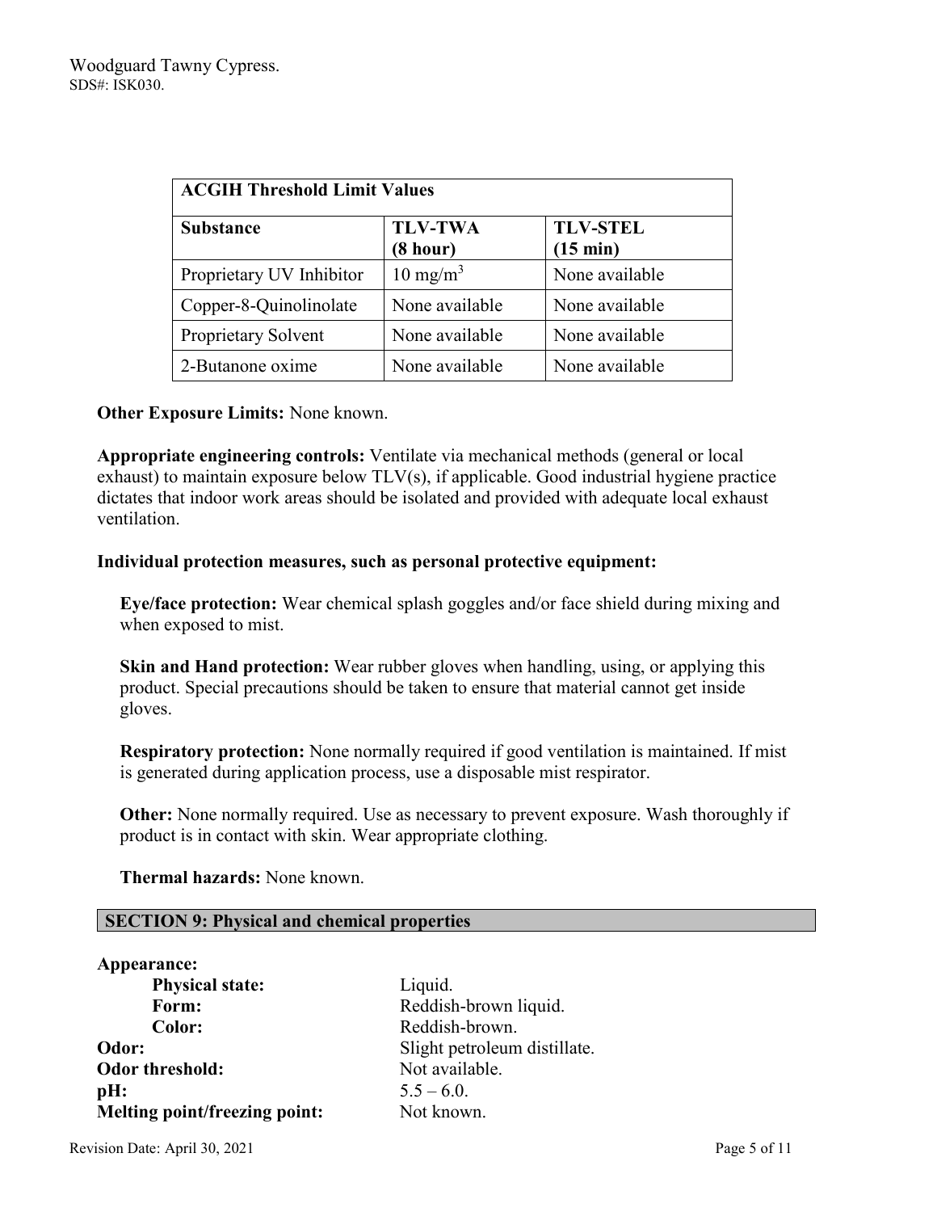| ACGIH Threshold Limit Values | | |
|---|---|---|
| **Substance** | **TLV-TWA (8 hour)** | **TLV-STEL (15 min)** |
| Proprietary UV Inhibitor | 10 $mg/m^3$ | None available |
| Copper-8-Quinolinolate | None available | None available |
| Proprietary Solvent | None available | None available |
| 2-Butanone oxime | None available | None available |

**Other Exposure Limits:** None known.

**Appropriate engineering controls:** Ventilate via mechanical methods (general or local exhaust) to maintain exposure below TLV(s), if applicable. Good industrial hygiene practice dictates that indoor work areas should be isolated and provided with adequate local exhaust ventilation.

**Individual protection measures, such as personal protective equipment:**

**Eye/face protection:** Wear chemical splash goggles and/or face shield during mixing and when exposed to mist.

**Skin and Hand protection:** Wear rubber gloves when handling, using, or applying this product. Special precautions should be taken to ensure that material cannot get inside gloves.

**Respiratory protection:** None normally required if good ventilation is maintained. If mist is generated during application process, use a disposable mist respirator.

**Other:** None normally required. Use as necessary to prevent exposure. Wash thoroughly if product is in contact with skin. Wear appropriate clothing.

**Thermal hazards:** None known.

## SECTION 9: Physical and chemical properties

**Appearance:**

- **Physical state:** Liquid.
- **Form:** Reddish-brown liquid.
- **Color:** Reddish-brown.

**Odor:** Slight petroleum distillate.

**Odor threshold:** Not available.

**pH:** 5.5 – 6.0.

**Melting point/freezing point:** Not known.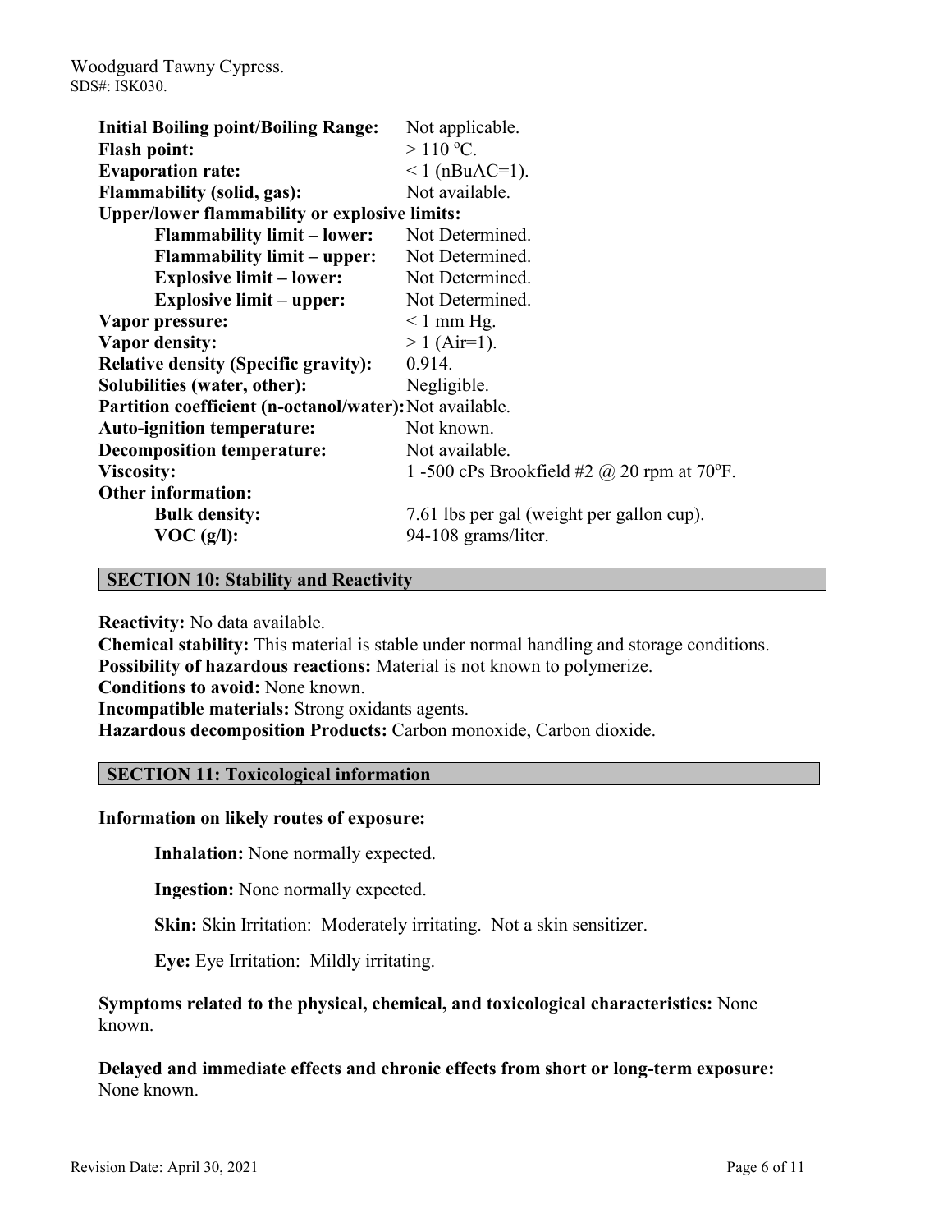| | |
|---|---|
| **Initial Boiling point/Boiling Range:** | Not applicable. |
| **Flash point:** | > 110 ºC. |
| **Evaporation rate:** | < 1 (nBuAC=1). |
| **Flammability (solid, gas):** | Not available. |
| **Upper/lower flammability or explosive limits:** | |
| **Flammability limit – lower:** | Not Determined. |
| **Flammability limit – upper:** | Not Determined. |
| **Explosive limit – lower:** | Not Determined. |
| **Explosive limit – upper:** | Not Determined. |
| **Vapor pressure:** | < 1 mm Hg. |
| **Vapor density:** | > 1 (Air=1). |
| **Relative density (Specific gravity):** | 0.914. |
| **Solubilities (water, other):** | Negligible. |
| **Partition coefficient (n-octanol/water):** | Not available. |
| **Auto-ignition temperature:** | Not known. |
| **Decomposition temperature:** | Not available. |
| **Viscosity:** | 1 -500 cPs Brookfield #2 @ 20 rpm at 70ºF. |
| **Other information:** | |
| **Bulk density:** | 7.61 lbs per gal (weight per gallon cup). |
| **VOC (g/l):** | 94-108 grams/liter. |

## SECTION 10: Stability and Reactivity

**Reactivity:** No data available.
**Chemical stability:** This material is stable under normal handling and storage conditions.
**Possibility of hazardous reactions:** Material is not known to polymerize.
**Conditions to avoid:** None known.
**Incompatible materials:** Strong oxidants agents.
**Hazardous decomposition Products:** Carbon monoxide, Carbon dioxide.

## SECTION 11: Toxicological information

**Information on likely routes of exposure:**

**Inhalation:** None normally expected.

**Ingestion:** None normally expected.

**Skin:** Skin Irritation: Moderately irritating. Not a skin sensitizer.

**Eye:** Eye Irritation: Mildly irritating.

**Symptoms related to the physical, chemical, and toxicological characteristics:** None known.

**Delayed and immediate effects and chronic effects from short or long-term exposure:** None known.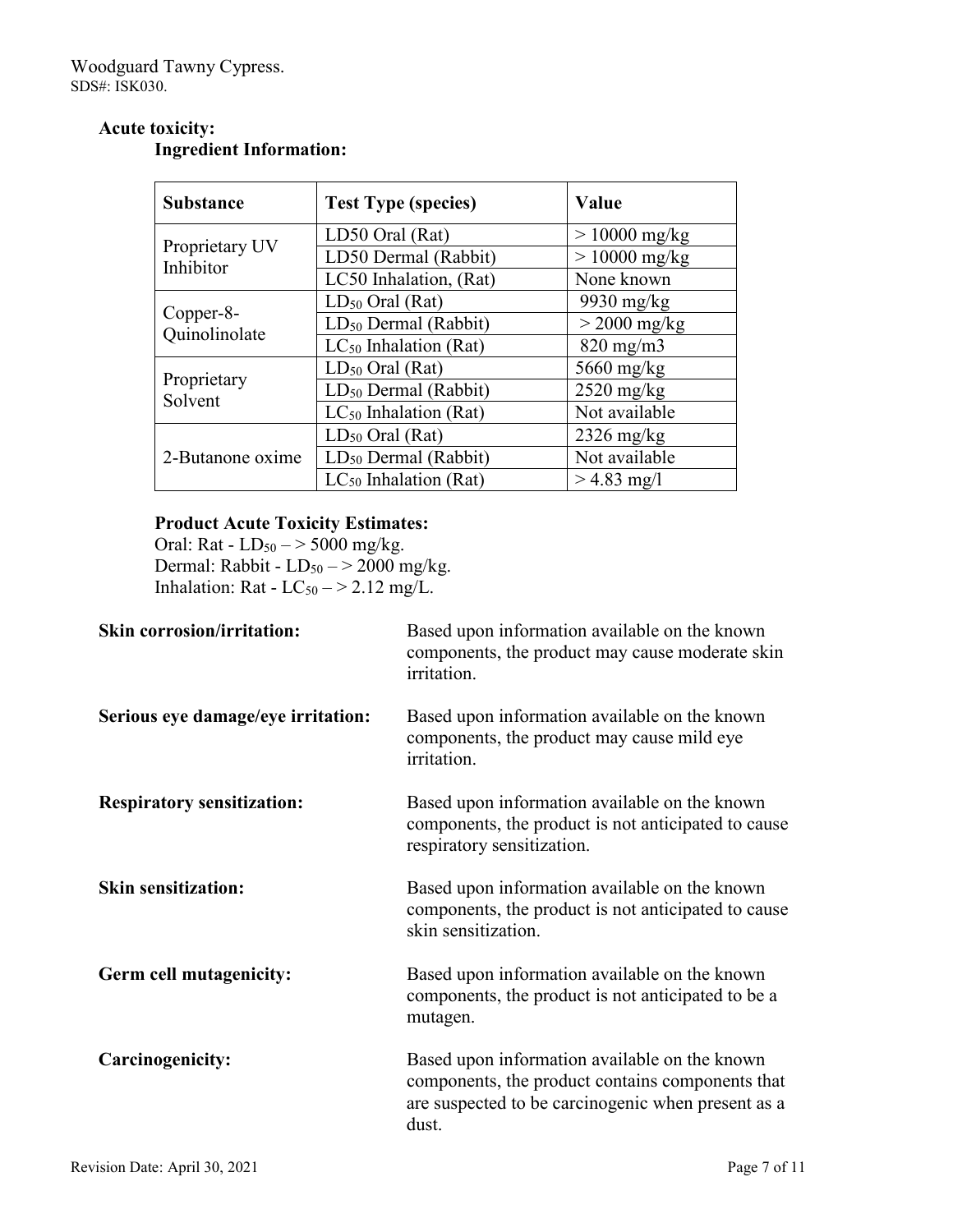### Acute toxicity:

#### Ingredient Information:

| Substance | Test Type (species) | Value |
|---|---|---|
| Proprietary UV Inhibitor | LD50 Oral (Rat) | > 10000 mg/kg |
| | LD50 Dermal (Rabbit) | > 10000 mg/kg |
| | LC50 Inhalation, (Rat) | None known |
| Copper-8-Quinolinolate | $LD_{50}$ Oral (Rat) | 9930 mg/kg |
| | $LD_{50}$ Dermal (Rabbit) | > 2000 mg/kg |
| | $LC_{50}$ Inhalation (Rat) | 820 mg/m3 |
| Proprietary Solvent | $LD_{50}$ Oral (Rat) | 5660 mg/kg |
| | $LD_{50}$ Dermal (Rabbit) | 2520 mg/kg |
| | $LC_{50}$ Inhalation (Rat) | Not available |
| 2-Butanone oxime | $LD_{50}$ Oral (Rat) | 2326 mg/kg |
| | $LD_{50}$ Dermal (Rabbit) | Not available |
| | $LC_{50}$ Inhalation (Rat) | > 4.83 mg/l |

**Product Acute Toxicity Estimates:**

Oral: Rat - $LD_{50}$ – > 5000 mg/kg.
Dermal: Rabbit - $LD_{50}$ – > 2000 mg/kg.
Inhalation: Rat - $LC_{50}$ – > 2.12 mg/L.

**Skin corrosion/irritation:** Based upon information available on the known components, the product may cause moderate skin irritation.

**Serious eye damage/eye irritation:** Based upon information available on the known components, the product may cause mild eye irritation.

**Respiratory sensitization:** Based upon information available on the known components, the product is not anticipated to cause respiratory sensitization.

**Skin sensitization:** Based upon information available on the known components, the product is not anticipated to cause skin sensitization.

**Germ cell mutagenicity:** Based upon information available on the known components, the product is not anticipated to be a mutagen.

**Carcinogenicity:** Based upon information available on the known components, the product contains components that are suspected to be carcinogenic when present as a dust.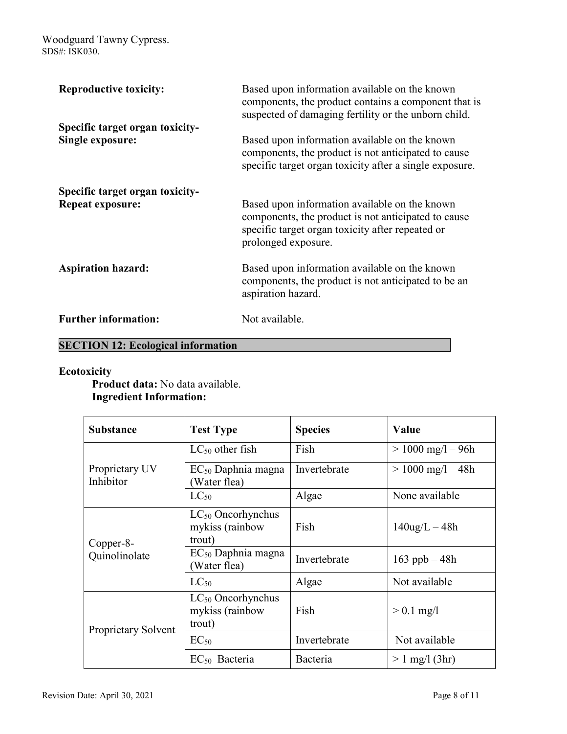**Reproductive toxicity:** Based upon information available on the known components, the product contains a component that is suspected of damaging fertility or the unborn child.

**Specific target organ toxicity-Single exposure:** Based upon information available on the known components, the product is not anticipated to cause specific target organ toxicity after a single exposure.

**Specific target organ toxicity-Repeat exposure:** Based upon information available on the known components, the product is not anticipated to cause specific target organ toxicity after repeated or prolonged exposure.

**Aspiration hazard:** Based upon information available on the known components, the product is not anticipated to be an aspiration hazard.

**Further information:** Not available.

## SECTION 12: Ecological information

**Ecotoxicity**

**Product data:** No data available.
**Ingredient Information:**

| Substance | Test Type | Species | Value |
|---|---|---|---|
| Proprietary UV Inhibitor | $LC_{50}$ other fish | Fish | > 1000 mg/l – 96h |
| | $EC_{50}$ Daphnia magna (Water flea) | Invertebrate | > 1000 mg/l – 48h |
| | $LC_{50}$ | Algae | None available |
| Copper-8-Quinolinolate | $LC_{50}$ Oncorhynchus mykiss (rainbow trout) | Fish | 140ug/L – 48h |
| | $EC_{50}$ Daphnia magna (Water flea) | Invertebrate | 163 ppb – 48h |
| | $LC_{50}$ | Algae | Not available |
| Proprietary Solvent | $LC_{50}$ Oncorhynchus mykiss (rainbow trout) | Fish | > 0.1 mg/l |
| | $EC_{50}$ | Invertebrate | Not available |
| | $EC_{50}$ Bacteria | Bacteria | > 1 mg/l (3hr) |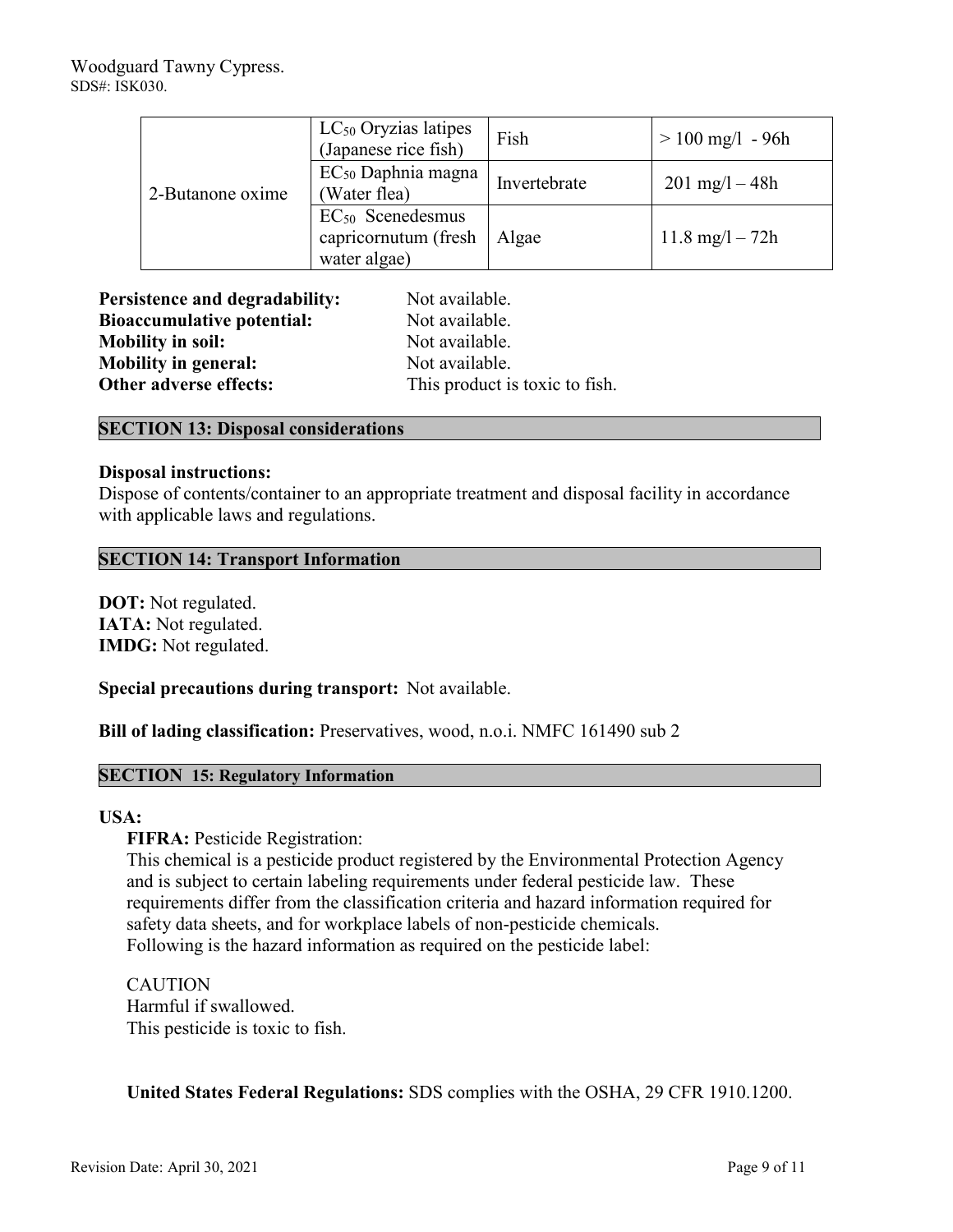| | | | |
|---|---|---|---|
| 2-Butanone oxime | $LC_{50}$ Oryzias latipes (Japanese rice fish) | Fish | > 100 mg/l - 96h |
| | $EC_{50}$ Daphnia magna (Water flea) | Invertebrate | 201 mg/l – 48h |
| | $EC_{50}$ Scenedesmus capricornutum (fresh water algae) | Algae | 11.8 mg/l – 72h |

**Persistence and degradability:** Not available.
**Bioaccumulative potential:** Not available.
**Mobility in soil:** Not available.
**Mobility in general:** Not available.
**Other adverse effects:** This product is toxic to fish.

## SECTION 13: Disposal considerations

**Disposal instructions:**
Dispose of contents/container to an appropriate treatment and disposal facility in accordance with applicable laws and regulations.

## SECTION 14: Transport Information

**DOT:** Not regulated.
**IATA:** Not regulated.
**IMDG:** Not regulated.

**Special precautions during transport:** Not available.

**Bill of lading classification:** Preservatives, wood, n.o.i. NMFC 161490 sub 2

## SECTION 15: Regulatory Information

**USA:**

**FIFRA:** Pesticide Registration:
This chemical is a pesticide product registered by the Environmental Protection Agency and is subject to certain labeling requirements under federal pesticide law. These requirements differ from the classification criteria and hazard information required for safety data sheets, and for workplace labels of non-pesticide chemicals.
Following is the hazard information as required on the pesticide label:

CAUTION
Harmful if swallowed.
This pesticide is toxic to fish.

**United States Federal Regulations:** SDS complies with the OSHA, 29 CFR 1910.1200.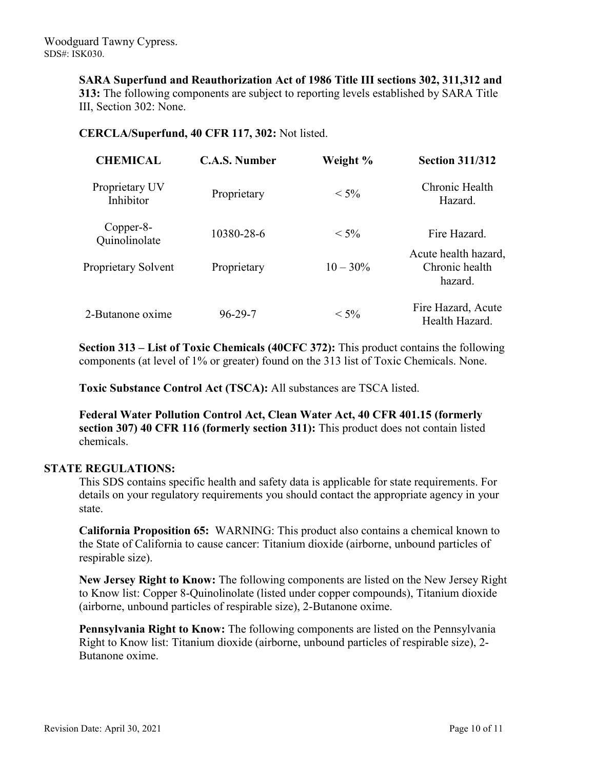**SARA Superfund and Reauthorization Act of 1986 Title III sections 302, 311,312 and 313:** The following components are subject to reporting levels established by SARA Title III, Section 302: None.

**CERCLA/Superfund, 40 CFR 117, 302:** Not listed.

| CHEMICAL | C.A.S. Number | Weight % | Section 311/312 |
|---|---|---|---|
| Proprietary UV Inhibitor | Proprietary | < 5% | Chronic Health Hazard. |
| Copper-8-Quinolinolate | 10380-28-6 | < 5% | Fire Hazard. |
| Proprietary Solvent | Proprietary | 10 – 30% | Acute health hazard, Chronic health hazard. |
| 2-Butanone oxime | 96-29-7 | < 5% | Fire Hazard, Acute Health Hazard. |

**Section 313 – List of Toxic Chemicals (40CFC 372):** This product contains the following components (at level of 1% or greater) found on the 313 list of Toxic Chemicals. None.

**Toxic Substance Control Act (TSCA):** All substances are TSCA listed.

**Federal Water Pollution Control Act, Clean Water Act, 40 CFR 401.15 (formerly section 307) 40 CFR 116 (formerly section 311):** This product does not contain listed chemicals.

**STATE REGULATIONS:**

This SDS contains specific health and safety data is applicable for state requirements. For details on your regulatory requirements you should contact the appropriate agency in your state.

**California Proposition 65:** WARNING: This product also contains a chemical known to the State of California to cause cancer: Titanium dioxide (airborne, unbound particles of respirable size).

**New Jersey Right to Know:** The following components are listed on the New Jersey Right to Know list: Copper 8-Quinolinolate (listed under copper compounds), Titanium dioxide (airborne, unbound particles of respirable size), 2-Butanone oxime.

**Pennsylvania Right to Know:** The following components are listed on the Pennsylvania Right to Know list: Titanium dioxide (airborne, unbound particles of respirable size), 2-Butanone oxime.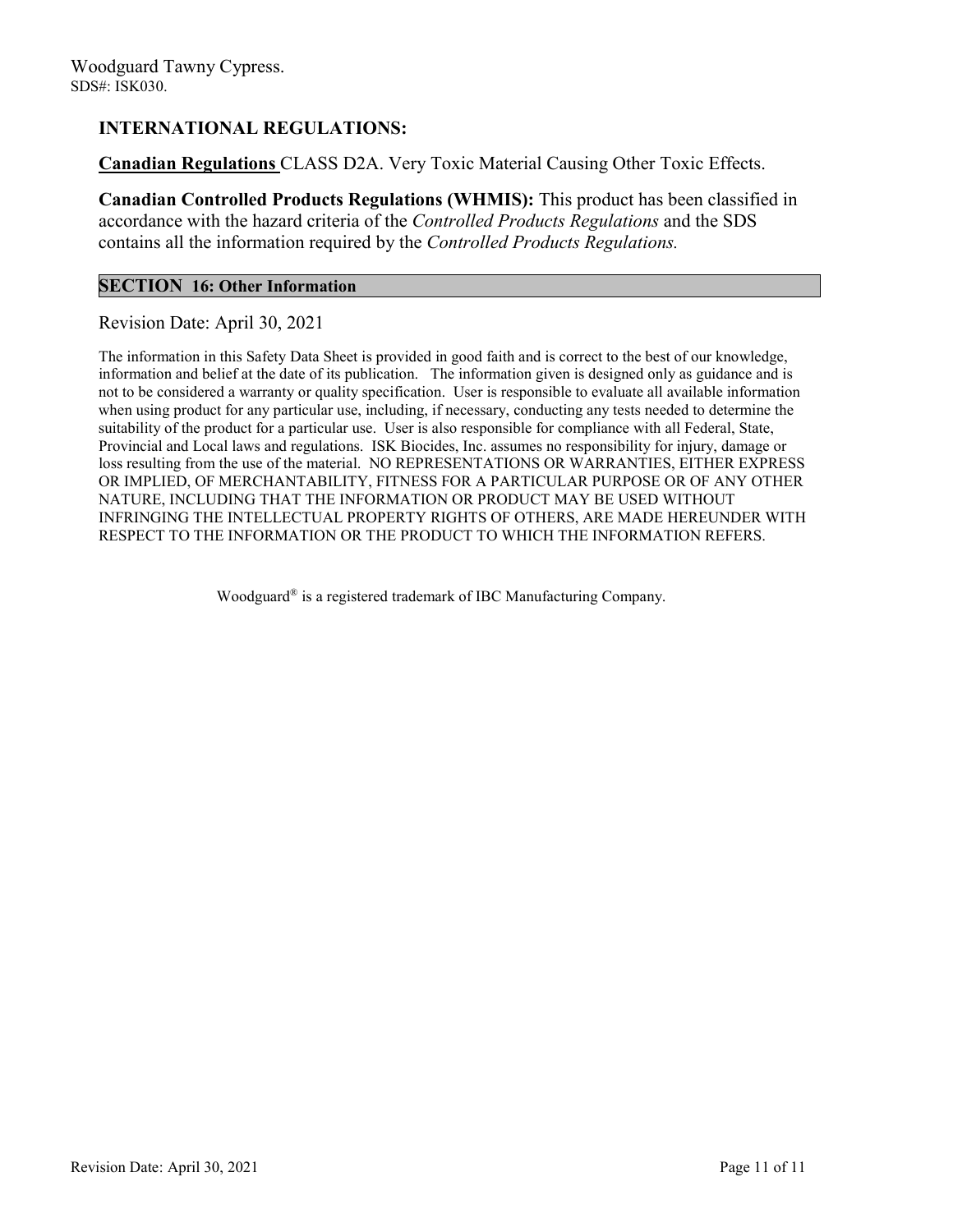**INTERNATIONAL REGULATIONS:**

**Canadian Regulations** CLASS D2A. Very Toxic Material Causing Other Toxic Effects.

**Canadian Controlled Products Regulations (WHMIS):** This product has been classified in accordance with the hazard criteria of the *Controlled Products Regulations* and the SDS contains all the information required by the *Controlled Products Regulations.*

## SECTION 16: Other Information

Revision Date: April 30, 2021

The information in this Safety Data Sheet is provided in good faith and is correct to the best of our knowledge, information and belief at the date of its publication. The information given is designed only as guidance and is not to be considered a warranty or quality specification. User is responsible to evaluate all available information when using product for any particular use, including, if necessary, conducting any tests needed to determine the suitability of the product for a particular use. User is also responsible for compliance with all Federal, State, Provincial and Local laws and regulations. ISK Biocides, Inc. assumes no responsibility for injury, damage or loss resulting from the use of the material. NO REPRESENTATIONS OR WARRANTIES, EITHER EXPRESS OR IMPLIED, OF MERCHANTABILITY, FITNESS FOR A PARTICULAR PURPOSE OR OF ANY OTHER NATURE, INCLUDING THAT THE INFORMATION OR PRODUCT MAY BE USED WITHOUT INFRINGING THE INTELLECTUAL PROPERTY RIGHTS OF OTHERS, ARE MADE HEREUNDER WITH RESPECT TO THE INFORMATION OR THE PRODUCT TO WHICH THE INFORMATION REFERS.

Woodguard® is a registered trademark of IBC Manufacturing Company.